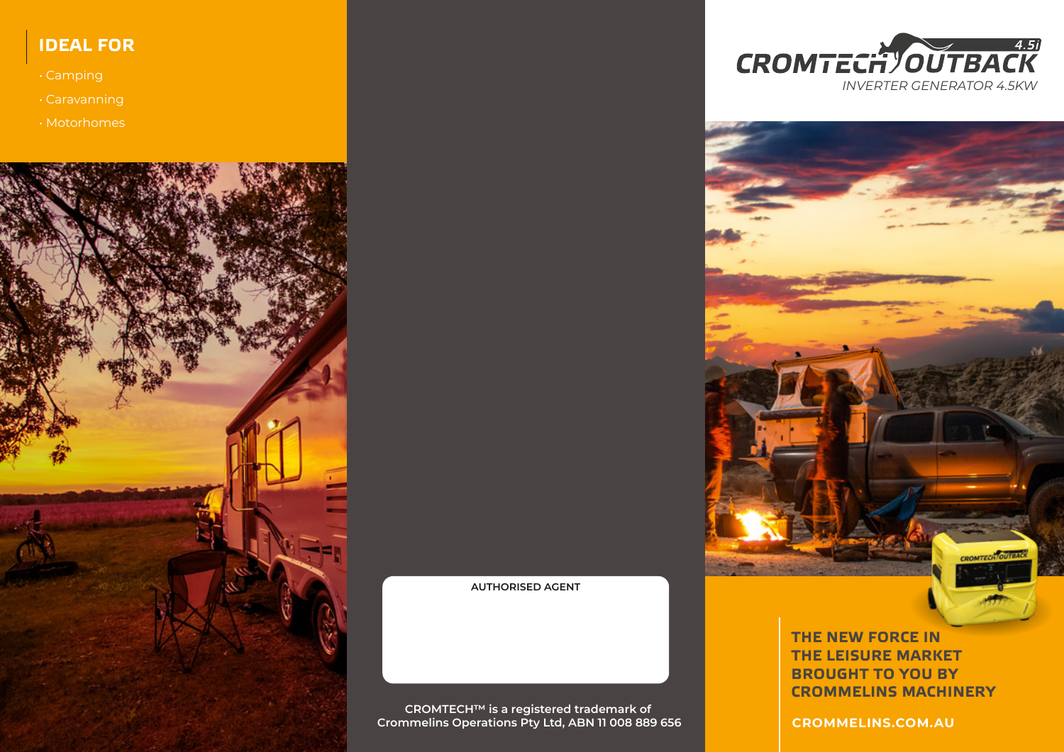## IDEAL FOR

- Camping
- Caravanning
- Motorhomes

AUTHORISED AGENT

**CROMTECH™ is a registered trademark of Crommelins Operations Pty Ltd, ABN 11 008 889 656**

# CROMTECH OUTBACK 4.5i

*INVERTER GENERATOR 4.5KW*

**THE NEW FORCE IN THE LEISURE MARKET BROUGHT TO YOU BY CROMMELINS MACHINERY**

**CROMMELINS.COM.AU**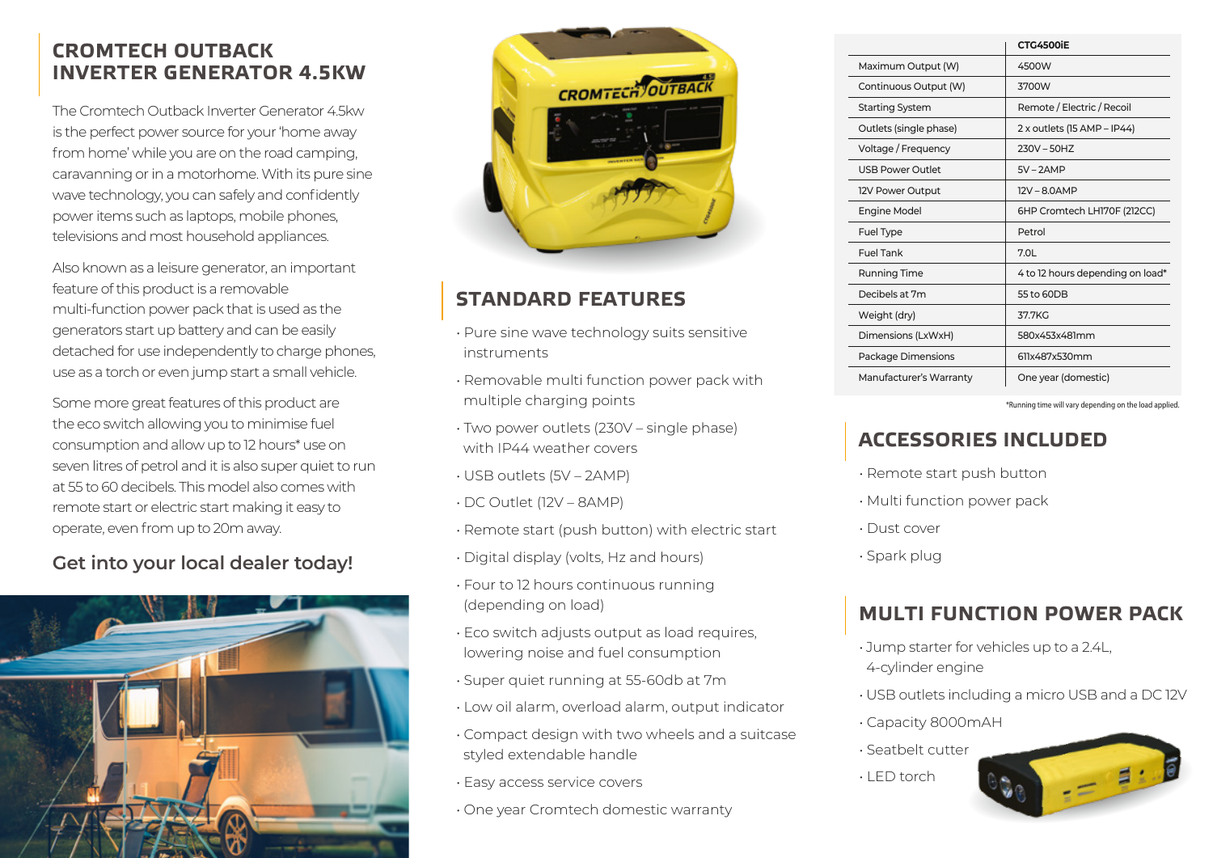## CROMTECH OUTBACK INVERTER GENERATOR 4.5KW

The Cromtech Outback Inverter Generator 4.5kw is the perfect power source for your 'home away from home' while you are on the road camping, caravanning or in a motorhome. With its pure sine wave technology, you can safely and confidently power items such as laptops, mobile phones, televisions and most household appliances.

Also known as a leisure generator, an important feature of this product is a removable multi-function power pack that is used as the generators start up battery and can be easily detached for use independently to charge phones, use as a torch or even jump start a small vehicle.

Some more great features of this product are the eco switch allowing you to minimise fuel consumption and allow up to 12 hours* use on seven litres of petrol and it is also super quiet to run at 55 to 60 decibels. This model also comes with remote start or electric start making it easy to operate, even from up to 20m away.

### Get into your local dealer today!

## STANDARD FEATURES

- Pure sine wave technology suits sensitive instruments
- Removable multi function power pack with multiple charging points
- Two power outlets (230V – single phase) with IP44 weather covers
- USB outlets (5V – 2AMP)
- DC Outlet (12V – 8AMP)
- Remote start (push button) with electric start
- Digital display (volts, Hz and hours)
- Four to 12 hours continuous running (depending on load)
- Eco switch adjusts output as load requires, lowering noise and fuel consumption
- Super quiet running at 55-60db at 7m
- Low oil alarm, overload alarm, output indicator
- Compact design with two wheels and a suitcase styled extendable handle
- Easy access service covers
- One year Cromtech domestic warranty

| | CTG4500iE |
|---|---|
| Maximum Output (W) | 4500W |
| Continuous Output (W) | 3700W |
| Starting System | Remote / Electric / Recoil |
| Outlets (single phase) | 2 x outlets (15 AMP – IP44) |
| Voltage / Frequency | 230V – 50HZ |
| USB Power Outlet | 5V – 2AMP |
| 12V Power Output | 12V – 8.0AMP |
| Engine Model | 6HP Cromtech LH170F (212CC) |
| Fuel Type | Petrol |
| Fuel Tank | 7.0L |
| Running Time | 4 to 12 hours depending on load* |
| Decibels at 7m | 55 to 60DB |
| Weight (dry) | 37.7KG |
| Dimensions (LxWxH) | 580x453x481mm |
| Package Dimensions | 611x487x530mm |
| Manufacturer's Warranty | One year (domestic) |

*Running time will vary depending on the load applied.

## ACCESSORIES INCLUDED

- Remote start push button
- Multi function power pack
- Dust cover
- Spark plug

## MULTI FUNCTION POWER PACK

- Jump starter for vehicles up to a 2.4L, 4-cylinder engine
- USB outlets including a micro USB and a DC 12V
- Capacity 8000mAH
- Seatbelt cutter
- LED torch